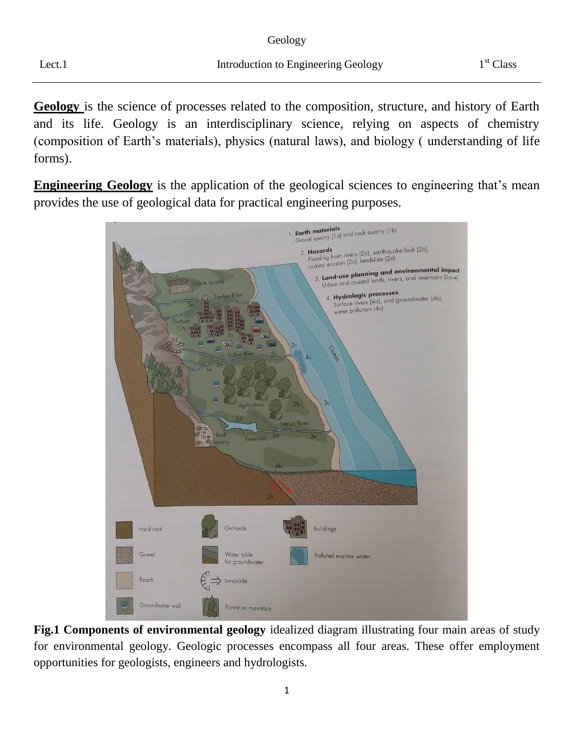**Geology** is the science of processes related to the composition, structure, and history of Earth and its life. Geology is an interdisciplinary science, relying on aspects of chemistry (composition of Earth's materials), physics (natural laws), and biology ( understanding of life forms).

**Engineering Geology** is the application of the geological sciences to engineering that's mean provides the use of geological data for practical engineering purposes.

**Fig.1 Components of environmental geology** idealized diagram illustrating four main areas of study for environmental geology. Geologic processes encompass all four areas. These offer employment opportunities for geologists, engineers and hydrologists.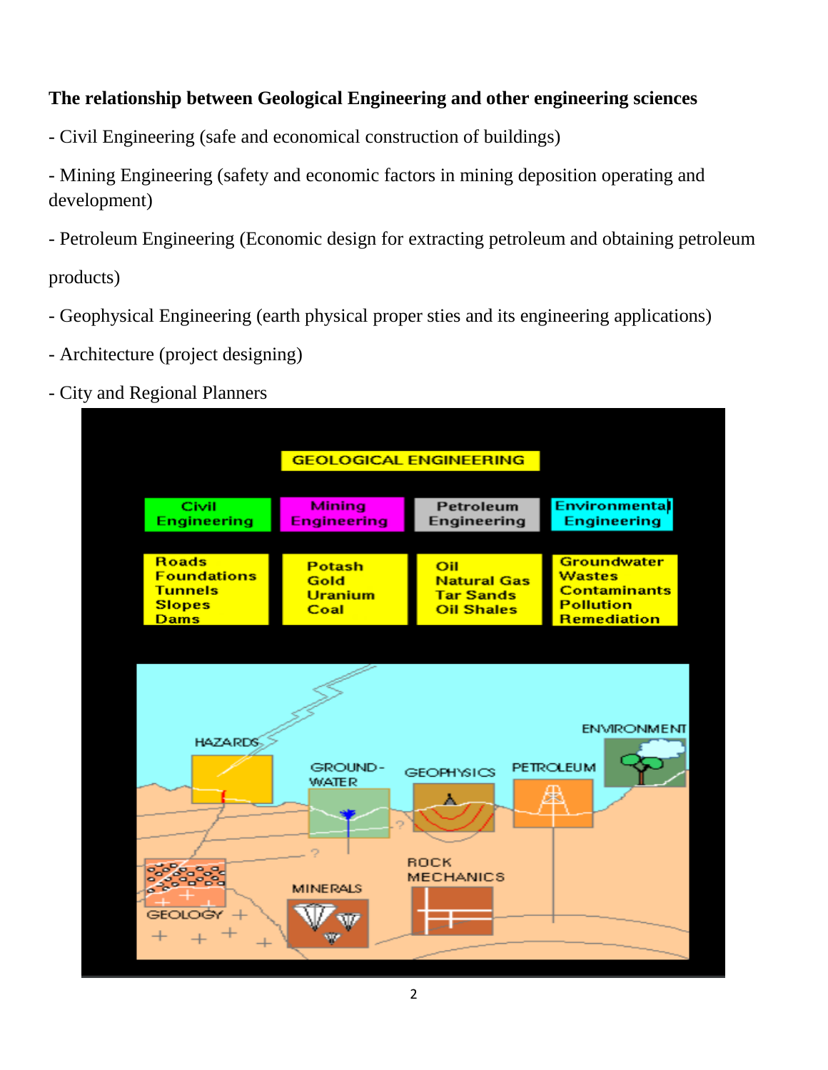**The relationship between Geological Engineering and other engineering sciences**

- Civil Engineering (safe and economical construction of buildings)

- Mining Engineering (safety and economic factors in mining deposition operating and development)

- Petroleum Engineering (Economic design for extracting petroleum and obtaining petroleum products)

- Geophysical Engineering (earth physical proper sties and its engineering applications)

- Architecture (project designing)

- City and Regional Planners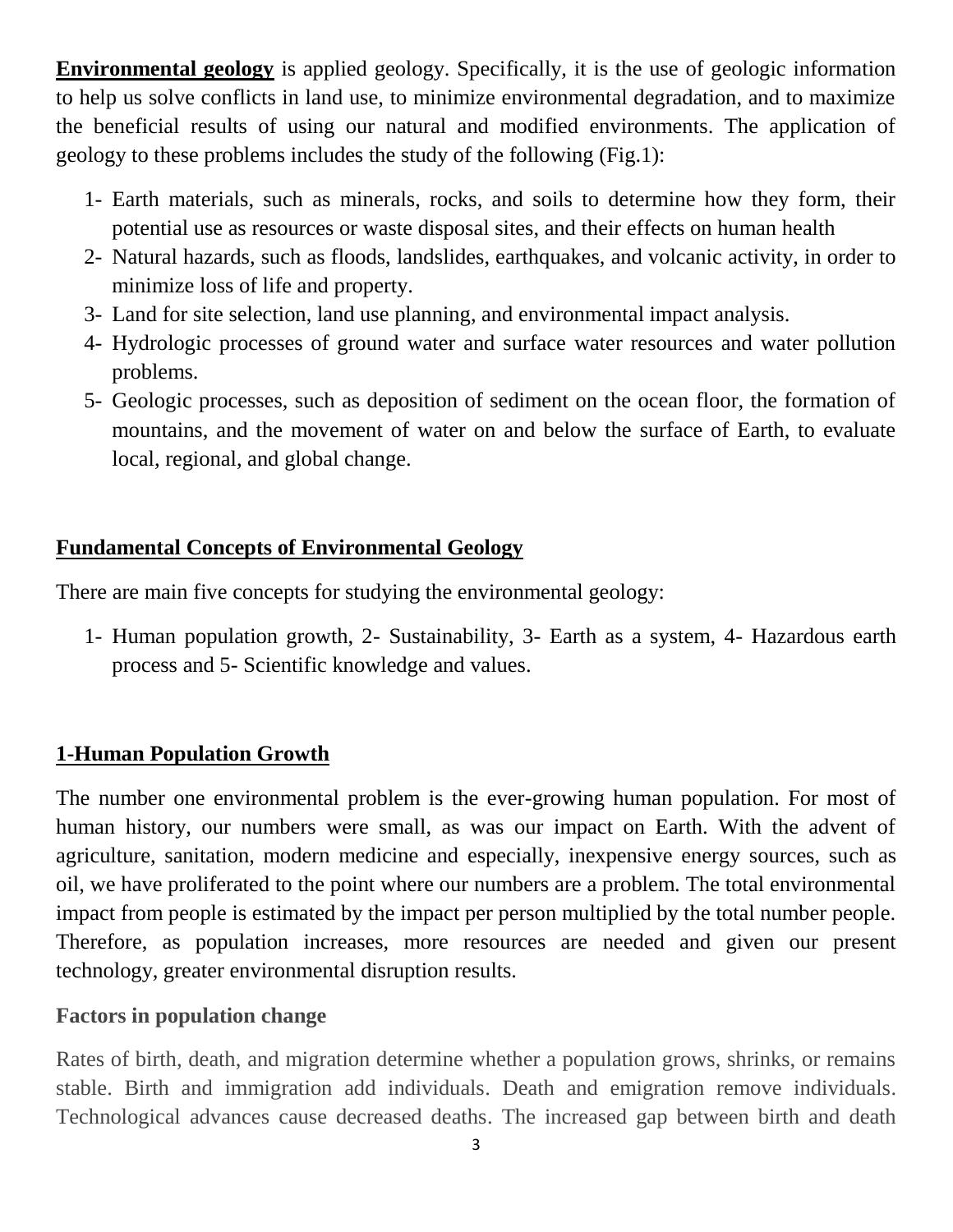**Environmental geology** is applied geology. Specifically, it is the use of geologic information to help us solve conflicts in land use, to minimize environmental degradation, and to maximize the beneficial results of using our natural and modified environments. The application of geology to these problems includes the study of the following (Fig.1):

1- Earth materials, such as minerals, rocks, and soils to determine how they form, their potential use as resources or waste disposal sites, and their effects on human health
2- Natural hazards, such as floods, landslides, earthquakes, and volcanic activity, in order to minimize loss of life and property.
3- Land for site selection, land use planning, and environmental impact analysis.
4- Hydrologic processes of ground water and surface water resources and water pollution problems.
5- Geologic processes, such as deposition of sediment on the ocean floor, the formation of mountains, and the movement of water on and below the surface of Earth, to evaluate local, regional, and global change.

## Fundamental Concepts of Environmental Geology

There are main five concepts for studying the environmental geology:

1- Human population growth, 2- Sustainability, 3- Earth as a system, 4- Hazardous earth process and 5- Scientific knowledge and values.

## 1-Human Population Growth

The number one environmental problem is the ever-growing human population. For most of human history, our numbers were small, as was our impact on Earth. With the advent of agriculture, sanitation, modern medicine and especially, inexpensive energy sources, such as oil, we have proliferated to the point where our numbers are a problem. The total environmental impact from people is estimated by the impact per person multiplied by the total number people. Therefore, as population increases, more resources are needed and given our present technology, greater environmental disruption results.

### Factors in population change

Rates of birth, death, and migration determine whether a population grows, shrinks, or remains stable. Birth and immigration add individuals. Death and emigration remove individuals. Technological advances cause decreased deaths. The increased gap between birth and death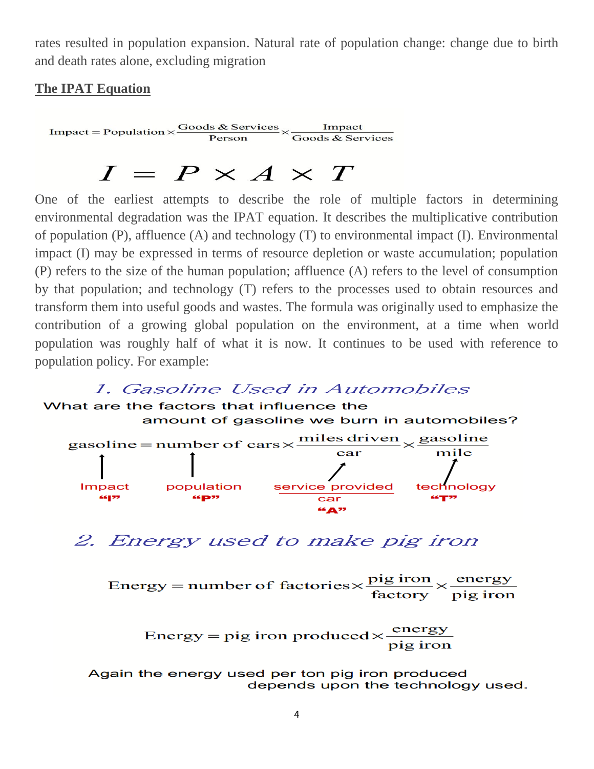rates resulted in population expansion. Natural rate of population change: change due to birth and death rates alone, excluding migration

## The IPAT Equation

$$\text{Impact} = \text{Population} \times \frac{\text{Goods \& Services}}{\text{Person}} \times \frac{\text{Impact}}{\text{Goods \& Services}}$$

$$I = P \times A \times T$$

One of the earliest attempts to describe the role of multiple factors in determining environmental degradation was the IPAT equation. It describes the multiplicative contribution of population (P), affluence (A) and technology (T) to environmental impact (I). Environmental impact (I) may be expressed in terms of resource depletion or waste accumulation; population (P) refers to the size of the human population; affluence (A) refers to the level of consumption by that population; and technology (T) refers to the processes used to obtain resources and transform them into useful goods and wastes. The formula was originally used to emphasize the contribution of a growing global population on the environment, at a time when world population was roughly half of what it is now. It continues to be used with reference to population policy. For example:

### 1. Gasoline Used in Automobiles

What are the factors that influence the amount of gasoline we burn in automobiles?

$$\text{gasoline} = \text{number of cars} \times \frac{\text{miles driven}}{\text{car}} \times \frac{\text{gasoline}}{\text{mile}}$$

- gasoline → Impact "I"
- number of cars → population "P"
- miles driven / car → service provided / car "A"
- gasoline / mile → technology "T"

### 2. Energy used to make pig iron

$$\text{Energy} = \text{number of factories} \times \frac{\text{pig iron}}{\text{factory}} \times \frac{\text{energy}}{\text{pig iron}}$$

$$\text{Energy} = \text{pig iron produced} \times \frac{\text{energy}}{\text{pig iron}}$$

Again the energy used per ton pig iron produced depends upon the technology used.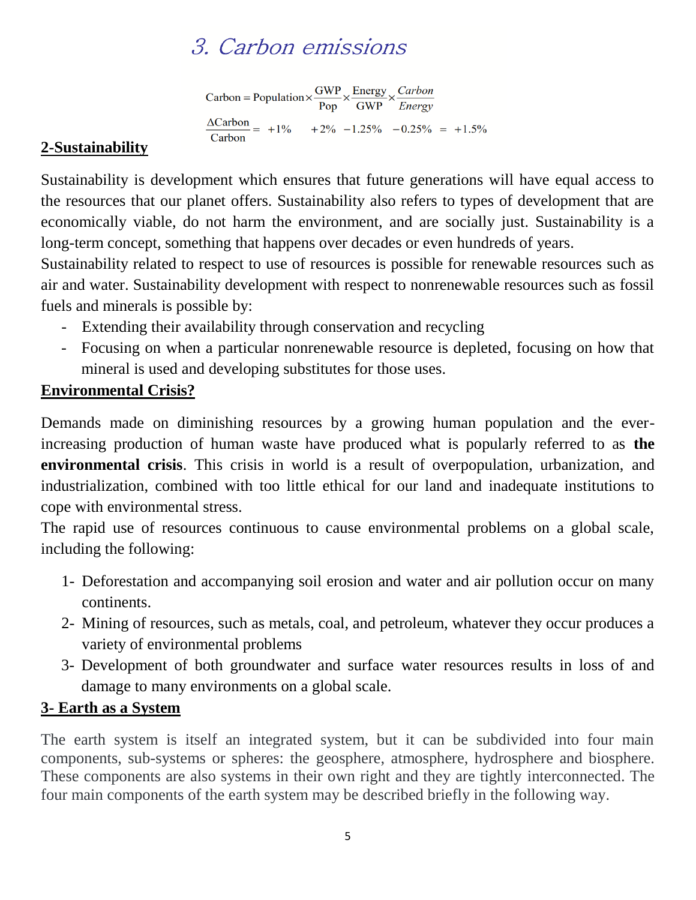# 3. Carbon emissions

$$\text{Carbon} = \text{Population} \times \frac{\text{GWP}}{\text{Pop}} \times \frac{\text{Energy}}{\text{GWP}} \times \frac{Carbon}{Energy}$$

$$\frac{\Delta\text{Carbon}}{\text{Carbon}} = +1\% \quad +2\% \; -1.25\% \; -0.25\% = +1.5\%$$

## 2-Sustainability

Sustainability is development which ensures that future generations will have equal access to the resources that our planet offers. Sustainability also refers to types of development that are economically viable, do not harm the environment, and are socially just. Sustainability is a long-term concept, something that happens over decades or even hundreds of years.

Sustainability related to respect to use of resources is possible for renewable resources such as air and water. Sustainability development with respect to nonrenewable resources such as fossil fuels and minerals is possible by:

- Extending their availability through conservation and recycling
- Focusing on when a particular nonrenewable resource is depleted, focusing on how that mineral is used and developing substitutes for those uses.

## Environmental Crisis?

Demands made on diminishing resources by a growing human population and the ever-increasing production of human waste have produced what is popularly referred to as **the environmental crisis**. This crisis in world is a result of overpopulation, urbanization, and industrialization, combined with too little ethical for our land and inadequate institutions to cope with environmental stress.

The rapid use of resources continuous to cause environmental problems on a global scale, including the following:

1- Deforestation and accompanying soil erosion and water and air pollution occur on many continents.

2- Mining of resources, such as metals, coal, and petroleum, whatever they occur produces a variety of environmental problems

3- Development of both groundwater and surface water resources results in loss of and damage to many environments on a global scale.

## 3- Earth as a System

The earth system is itself an integrated system, but it can be subdivided into four main components, sub-systems or spheres: the geosphere, atmosphere, hydrosphere and biosphere. These components are also systems in their own right and they are tightly interconnected. The four main components of the earth system may be described briefly in the following way.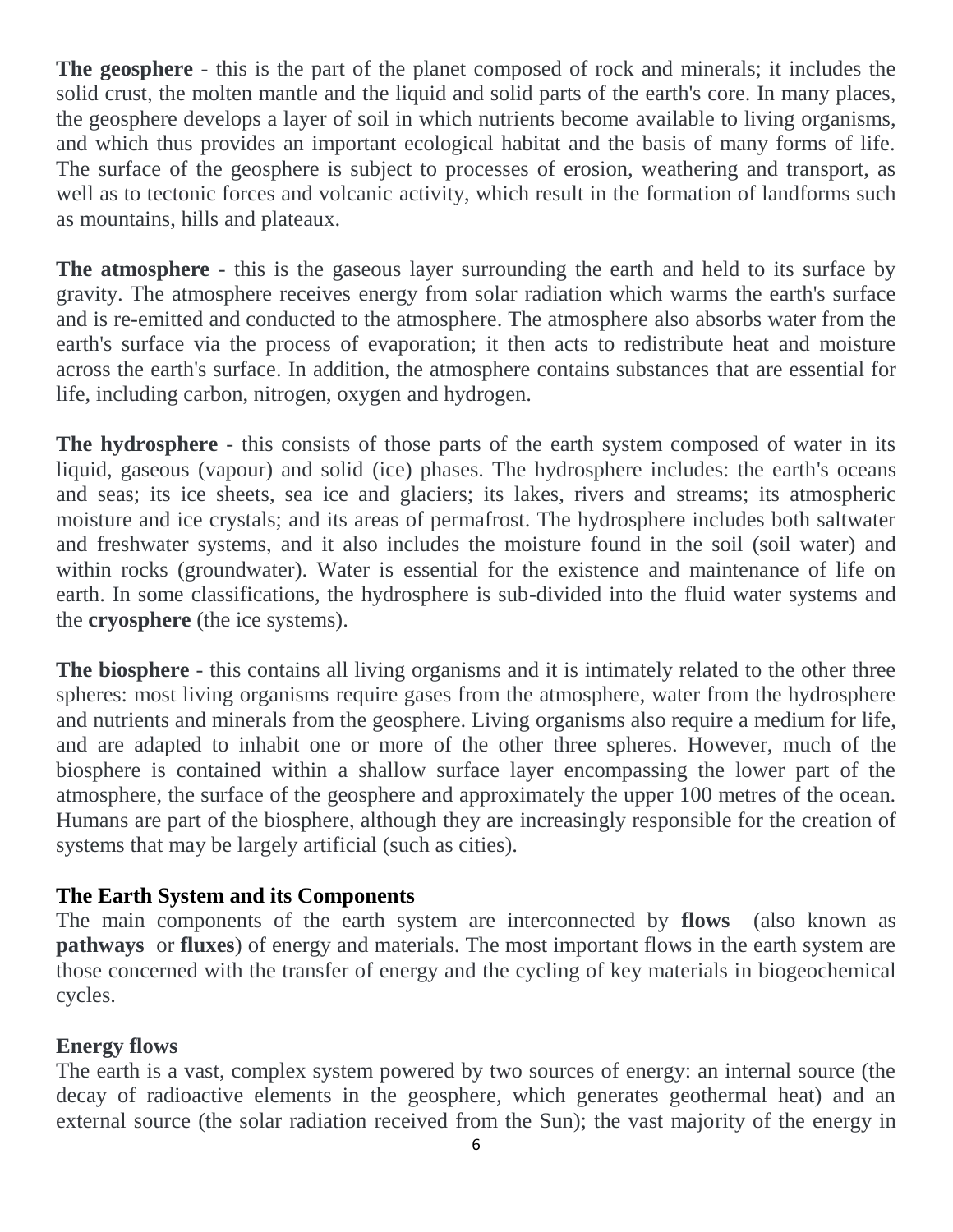**The geosphere** - this is the part of the planet composed of rock and minerals; it includes the solid crust, the molten mantle and the liquid and solid parts of the earth's core. In many places, the geosphere develops a layer of soil in which nutrients become available to living organisms, and which thus provides an important ecological habitat and the basis of many forms of life. The surface of the geosphere is subject to processes of erosion, weathering and transport, as well as to tectonic forces and volcanic activity, which result in the formation of landforms such as mountains, hills and plateaux.

**The atmosphere** - this is the gaseous layer surrounding the earth and held to its surface by gravity. The atmosphere receives energy from solar radiation which warms the earth's surface and is re-emitted and conducted to the atmosphere. The atmosphere also absorbs water from the earth's surface via the process of evaporation; it then acts to redistribute heat and moisture across the earth's surface. In addition, the atmosphere contains substances that are essential for life, including carbon, nitrogen, oxygen and hydrogen.

**The hydrosphere** - this consists of those parts of the earth system composed of water in its liquid, gaseous (vapour) and solid (ice) phases. The hydrosphere includes: the earth's oceans and seas; its ice sheets, sea ice and glaciers; its lakes, rivers and streams; its atmospheric moisture and ice crystals; and its areas of permafrost. The hydrosphere includes both saltwater and freshwater systems, and it also includes the moisture found in the soil (soil water) and within rocks (groundwater). Water is essential for the existence and maintenance of life on earth. In some classifications, the hydrosphere is sub-divided into the fluid water systems and the **cryosphere** (the ice systems).

**The biosphere** - this contains all living organisms and it is intimately related to the other three spheres: most living organisms require gases from the atmosphere, water from the hydrosphere and nutrients and minerals from the geosphere. Living organisms also require a medium for life, and are adapted to inhabit one or more of the other three spheres. However, much of the biosphere is contained within a shallow surface layer encompassing the lower part of the atmosphere, the surface of the geosphere and approximately the upper 100 metres of the ocean. Humans are part of the biosphere, although they are increasingly responsible for the creation of systems that may be largely artificial (such as cities).

## The Earth System and its Components

The main components of the earth system are interconnected by **flows** (also known as **pathways** or **fluxes**) of energy and materials. The most important flows in the earth system are those concerned with the transfer of energy and the cycling of key materials in biogeochemical cycles.

### Energy flows

The earth is a vast, complex system powered by two sources of energy: an internal source (the decay of radioactive elements in the geosphere, which generates geothermal heat) and an external source (the solar radiation received from the Sun); the vast majority of the energy in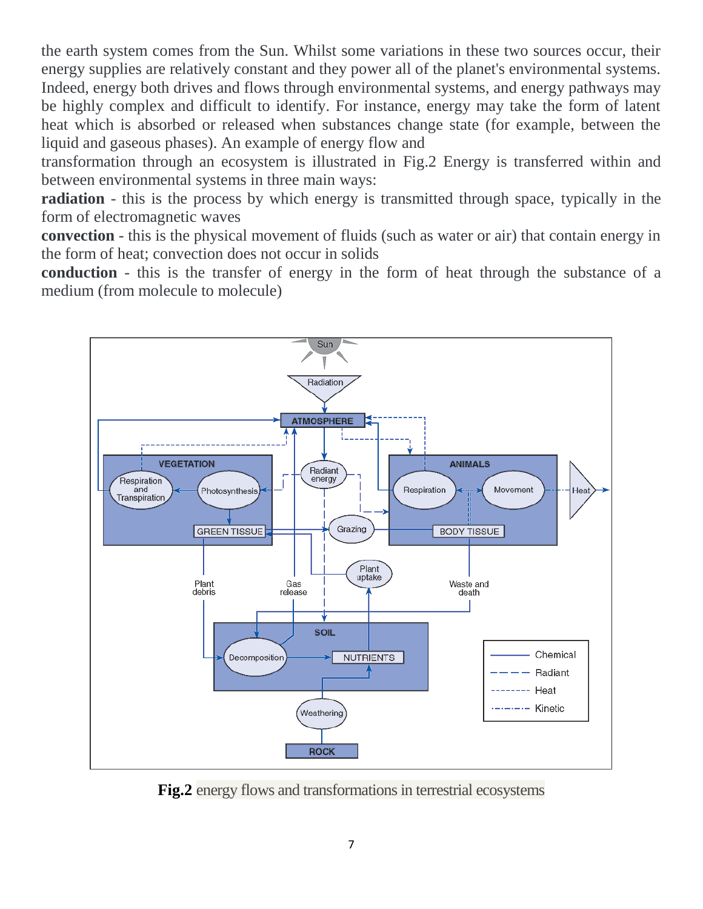the earth system comes from the Sun. Whilst some variations in these two sources occur, their energy supplies are relatively constant and they power all of the planet's environmental systems. Indeed, energy both drives and flows through environmental systems, and energy pathways may be highly complex and difficult to identify. For instance, energy may take the form of latent heat which is absorbed or released when substances change state (for example, between the liquid and gaseous phases). An example of energy flow and transformation through an ecosystem is illustrated in Fig.2 Energy is transferred within and between environmental systems in three main ways:

**radiation** - this is the process by which energy is transmitted through space, typically in the form of electromagnetic waves

**convection** - this is the physical movement of fluids (such as water or air) that contain energy in the form of heat; convection does not occur in solids

**conduction** - this is the transfer of energy in the form of heat through the substance of a medium (from molecule to molecule)

**Fig.2** energy flows and transformations in terrestrial ecosystems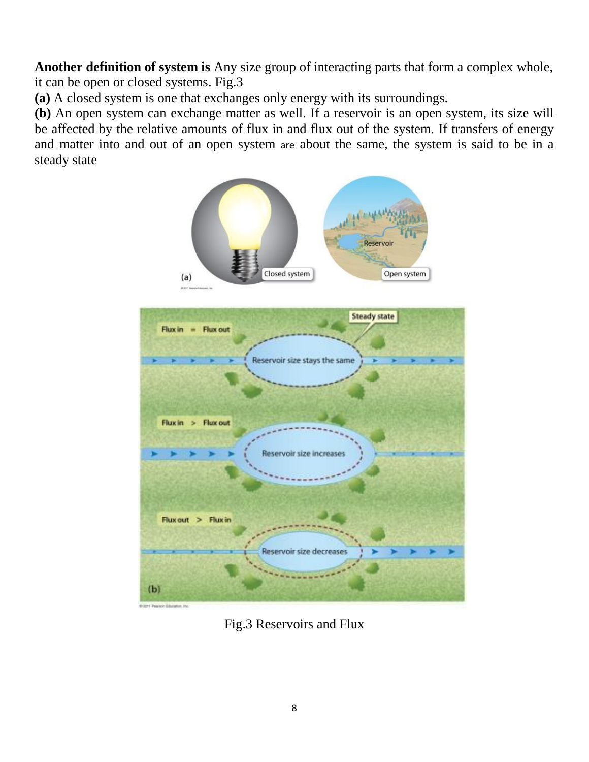**Another definition of system is** Any size group of interacting parts that form a complex whole, it can be open or closed systems. Fig.3

**(a)** A closed system is one that exchanges only energy with its surroundings.

**(b)** An open system can exchange matter as well. If a reservoir is an open system, its size will be affected by the relative amounts of flux in and flux out of the system. If transfers of energy and matter into and out of an open system are about the same, the system is said to be in a steady state

Fig.3 Reservoirs and Flux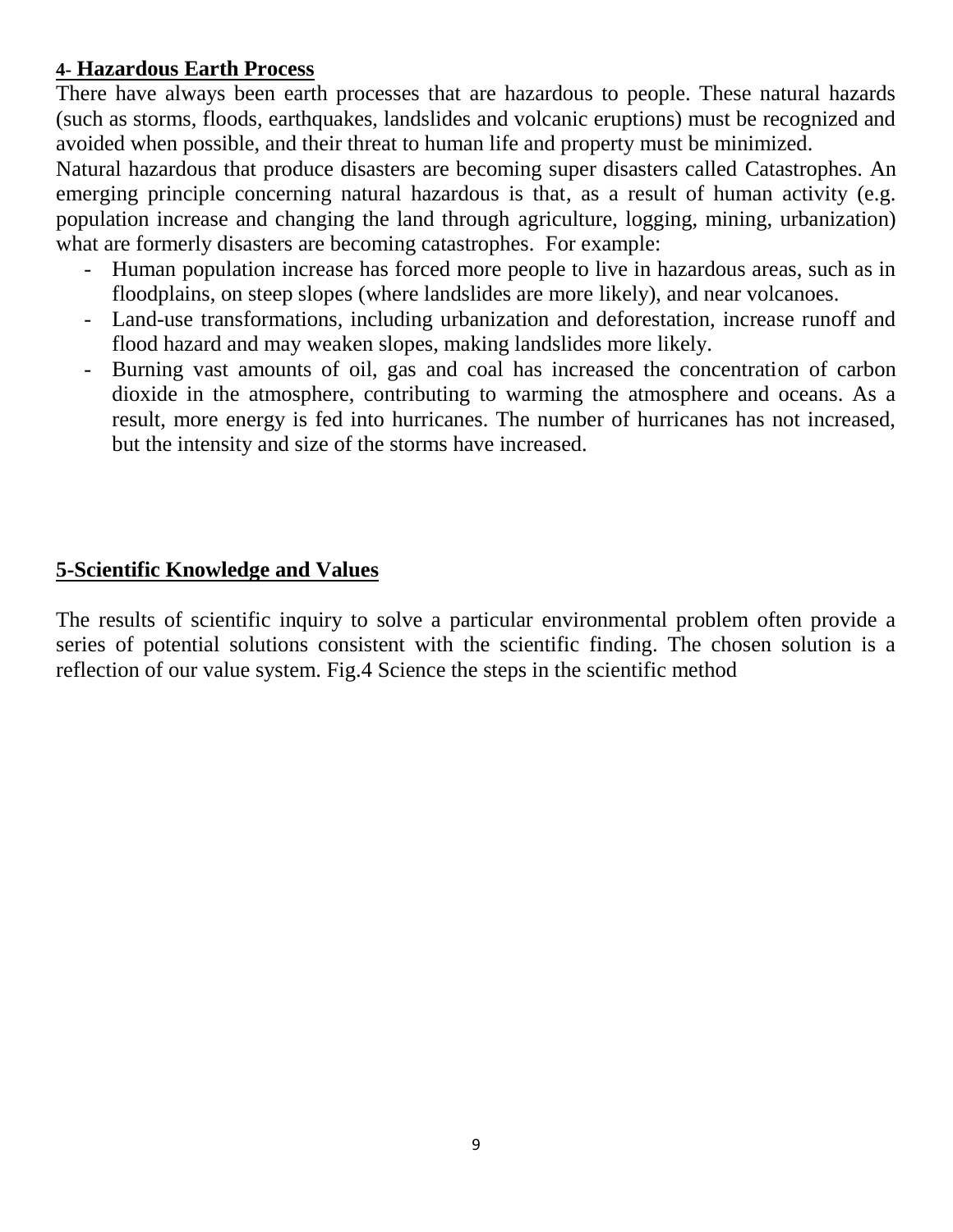## 4- Hazardous Earth Process

There have always been earth processes that are hazardous to people. These natural hazards (such as storms, floods, earthquakes, landslides and volcanic eruptions) must be recognized and avoided when possible, and their threat to human life and property must be minimized.

Natural hazardous that produce disasters are becoming super disasters called Catastrophes. An emerging principle concerning natural hazardous is that, as a result of human activity (e.g. population increase and changing the land through agriculture, logging, mining, urbanization) what are formerly disasters are becoming catastrophes. For example:

- Human population increase has forced more people to live in hazardous areas, such as in floodplains, on steep slopes (where landslides are more likely), and near volcanoes.
- Land-use transformations, including urbanization and deforestation, increase runoff and flood hazard and may weaken slopes, making landslides more likely.
- Burning vast amounts of oil, gas and coal has increased the concentration of carbon dioxide in the atmosphere, contributing to warming the atmosphere and oceans. As a result, more energy is fed into hurricanes. The number of hurricanes has not increased, but the intensity and size of the storms have increased.

## 5-Scientific Knowledge and Values

The results of scientific inquiry to solve a particular environmental problem often provide a series of potential solutions consistent with the scientific finding. The chosen solution is a reflection of our value system. Fig.4 Science the steps in the scientific method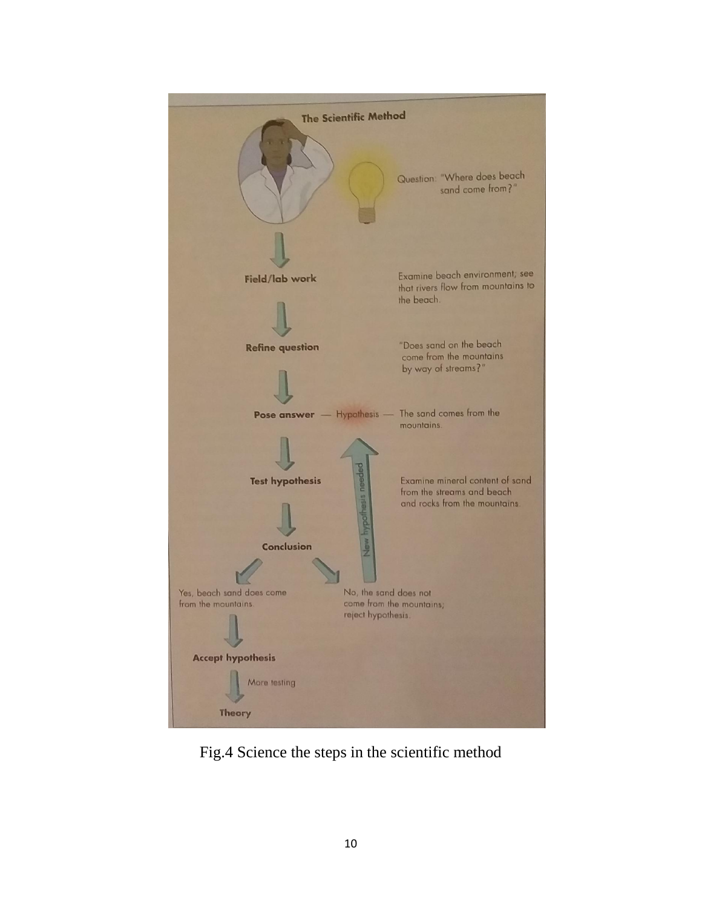The Scientific Method

Question: "Where does beach sand come from?"

Field/lab work

Examine beach environment; see that rivers flow from mountains to the beach.

Refine question

"Does sand on the beach come from the mountains by way of streams?"

Pose answer — Hypothesis — The sand comes from the mountains.

Test hypothesis

Examine mineral content of sand from the streams and beach and rocks from the mountains.

New hypothesis needed

Conclusion

Yes, beach sand does come from the mountains.

No, the sand does not come from the mountains; reject hypothesis.

Accept hypothesis

More testing

Theory

Fig.4 Science the steps in the scientific method